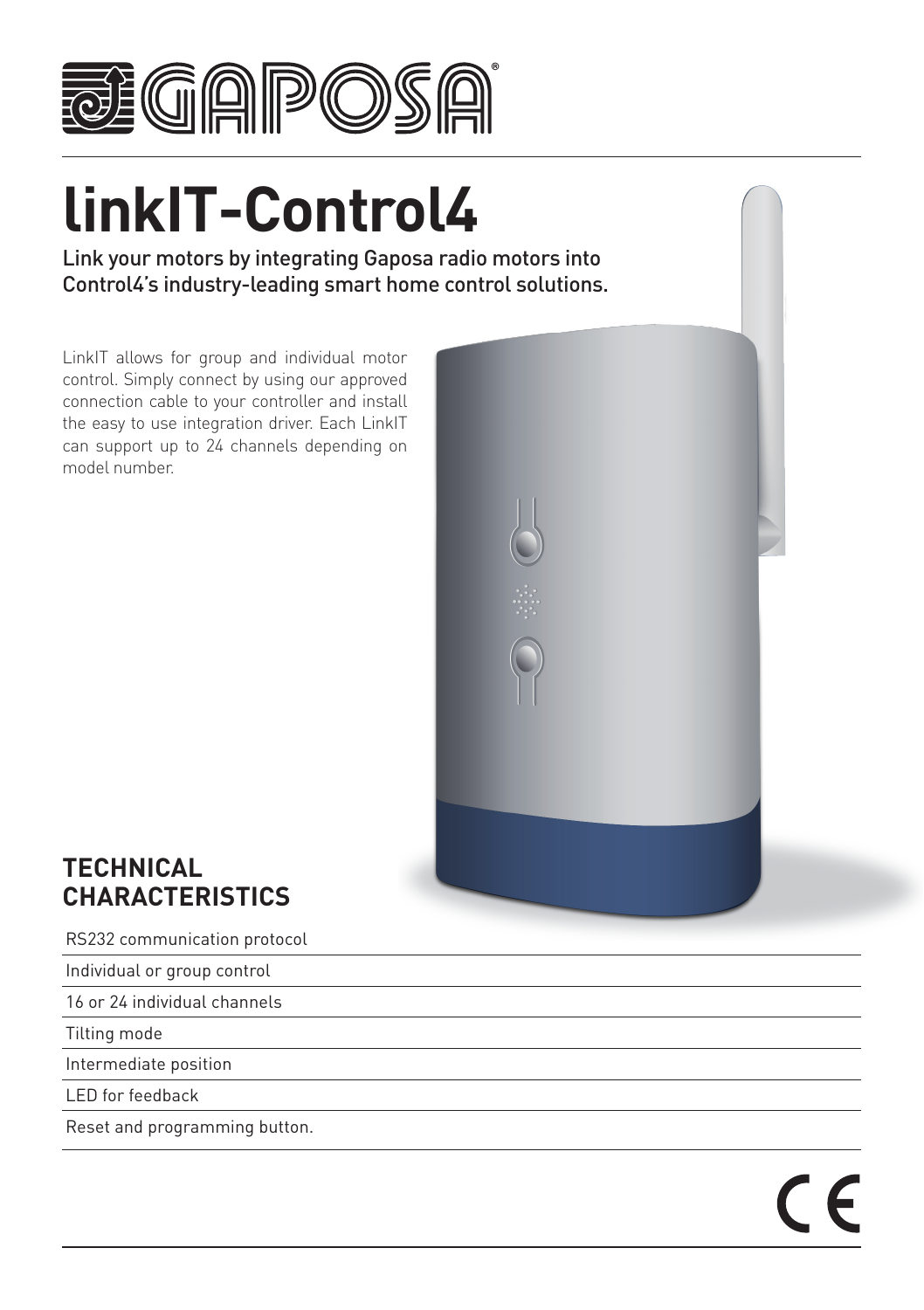GAPOSA®

# linkIT-Control4

Link your motors by integrating Gaposa radio motors into Control4's industry-leading smart home control solutions.

LinkIT allows for group and individual motor control. Simply connect by using our approved connection cable to your controller and install the easy to use integration driver. Each LinkIT can support up to 24 channels depending on model number.

## TECHNICAL CHARACTERISTICS

- RS232 communication protocol
- Individual or group control
- 16 or 24 individual channels
- Tilting mode
- Intermediate position
- LED for feedback
- Reset and programming button.

CE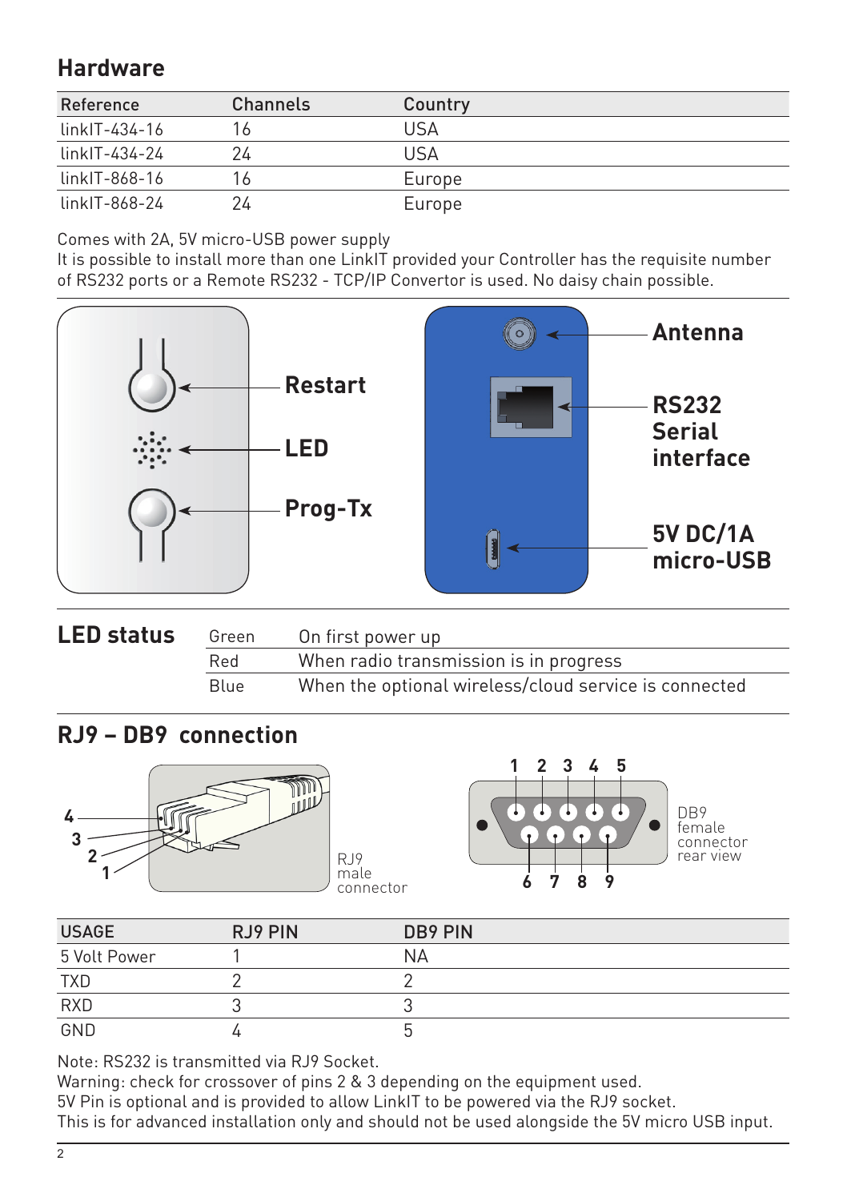## Hardware

| Reference | Channels | Country |
|---|---|---|
| linkIT-434-16 | 16 | USA |
| linkIT-434-24 | 24 | USA |
| linkIT-868-16 | 16 | Europe |
| linkIT-868-24 | 24 | Europe |

Comes with 2A, 5V micro-USB power supply
It is possible to install more than one LinkIT provided your Controller has the requisite number of RS232 ports or a Remote RS232 - TCP/IP Convertor is used. No daisy chain possible.

Restart
LED
Prog-Tx

Antenna
RS232 Serial interface
5V DC/1A micro-USB

## LED status

| | |
|---|---|
| Green | On first power up |
| Red | When radio transmission is in progress |
| Blue | When the optional wireless/cloud service is connected |

## RJ9 – DB9 connection

RJ9 male connector

DB9 female connector rear view

| USAGE | RJ9 PIN | DB9 PIN |
|---|---|---|
| 5 Volt Power | 1 | NA |
| TXD | 2 | 2 |
| RXD | 3 | 3 |
| GND | 4 | 5 |

Note: RS232 is transmitted via RJ9 Socket.
Warning: check for crossover of pins 2 & 3 depending on the equipment used.
5V Pin is optional and is provided to allow LinkIT to be powered via the RJ9 socket.
This is for advanced installation only and should not be used alongside the 5V micro USB input.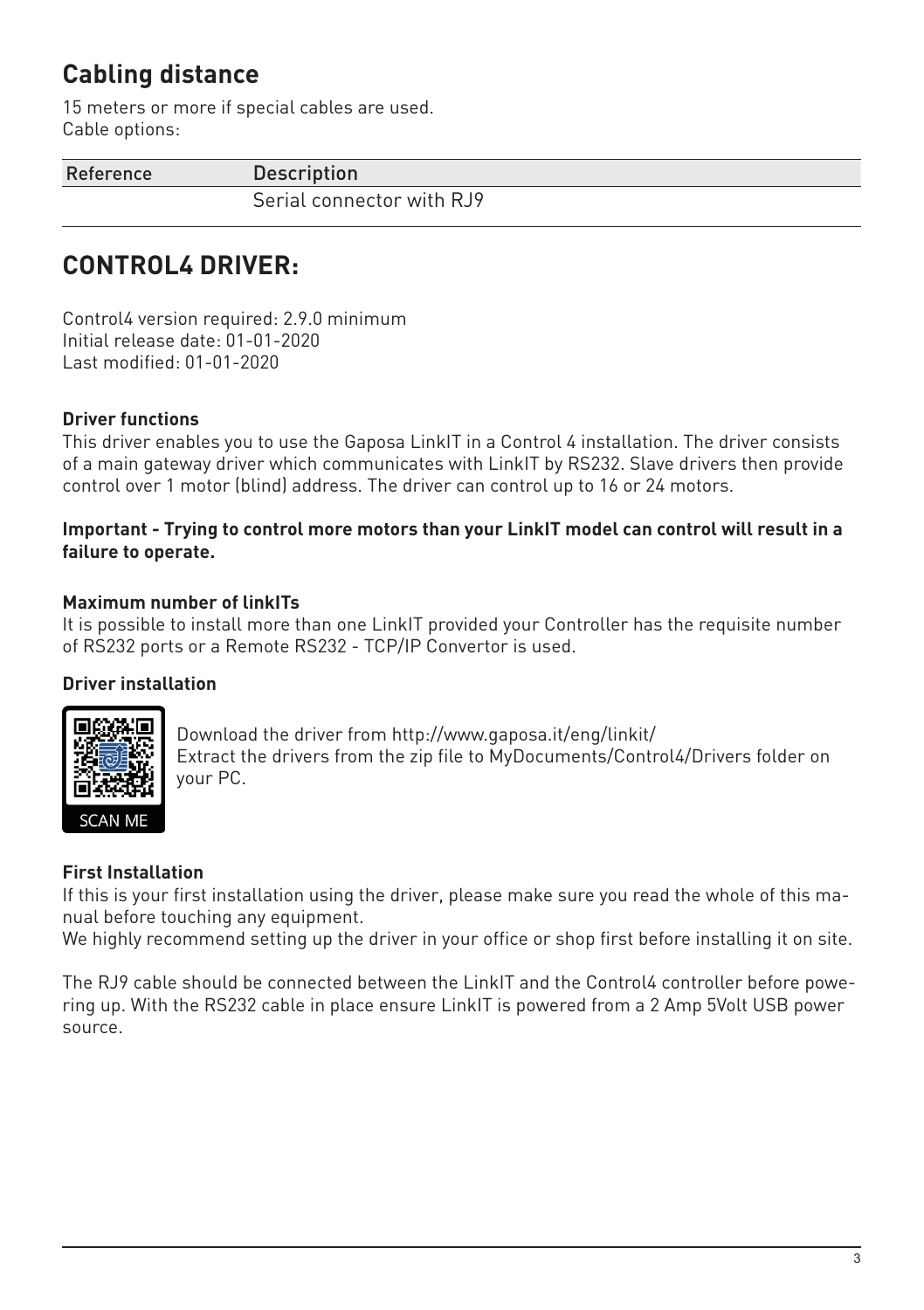## Cabling distance

15 meters or more if special cables are used.
Cable options:

| Reference | Description |
| --- | --- |
| | Serial connector with RJ9 |

## CONTROL4 DRIVER:

Control4 version required: 2.9.0 minimum
Initial release date: 01-01-2020
Last modified: 01-01-2020

**Driver functions**
This driver enables you to use the Gaposa LinkIT in a Control 4 installation. The driver consists of a main gateway driver which communicates with LinkIT by RS232. Slave drivers then provide control over 1 motor (blind) address. The driver can control up to 16 or 24 motors.

**Important - Trying to control more motors than your LinkIT model can control will result in a failure to operate.**

**Maximum number of linkITs**
It is possible to install more than one LinkIT provided your Controller has the requisite number of RS232 ports or a Remote RS232 - TCP/IP Convertor is used.

**Driver installation**

SCAN ME

Download the driver from http://www.gaposa.it/eng/linkit/
Extract the drivers from the zip file to MyDocuments/Control4/Drivers folder on your PC.

**First Installation**
If this is your first installation using the driver, please make sure you read the whole of this manual before touching any equipment.
We highly recommend setting up the driver in your office or shop first before installing it on site.

The RJ9 cable should be connected between the LinkIT and the Control4 controller before powering up. With the RS232 cable in place ensure LinkIT is powered from a 2 Amp 5Volt USB power source.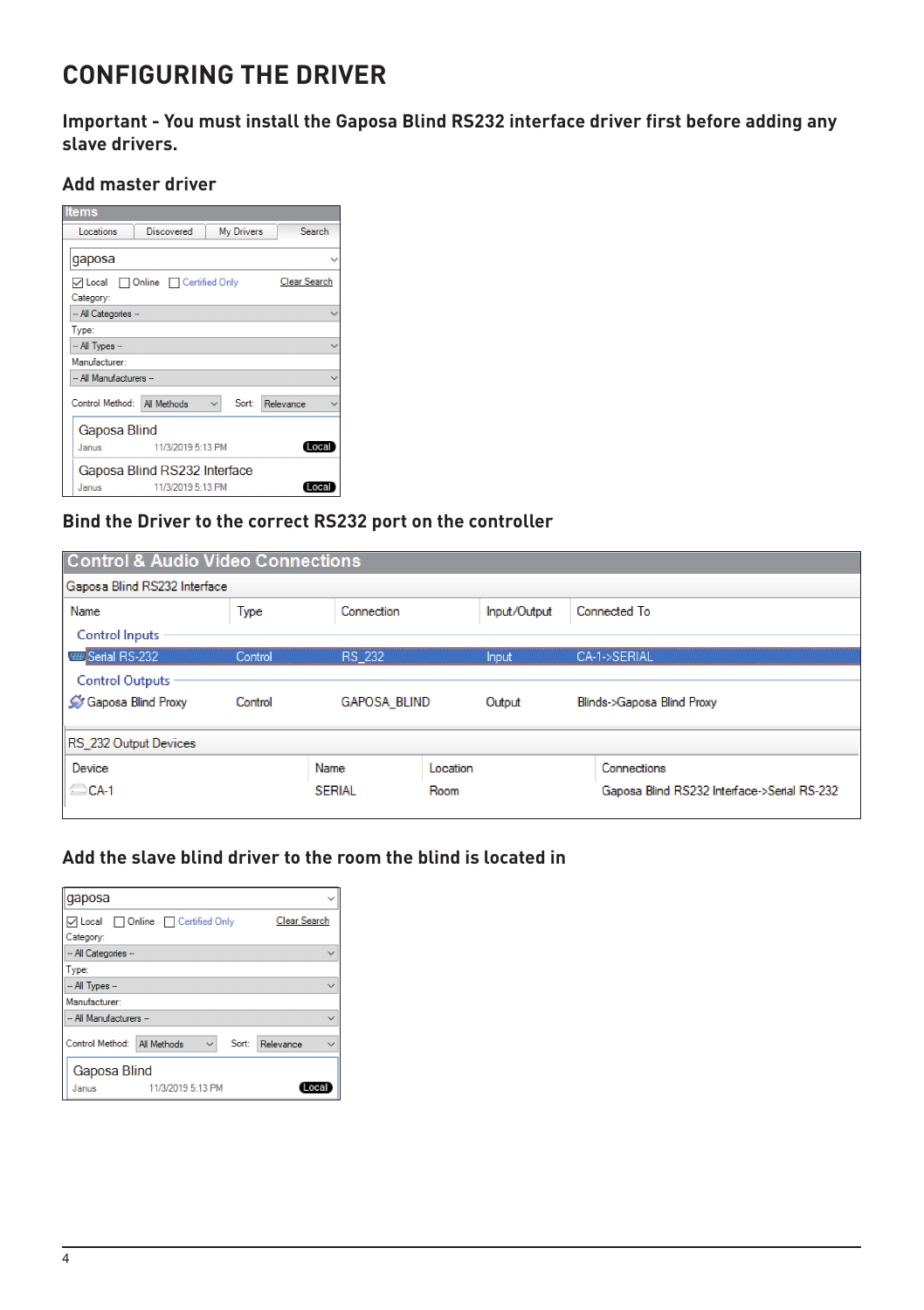# CONFIGURING THE DRIVER

**Important - You must install the Gaposa Blind RS232 interface driver first before adding any slave drivers.**

### Add master driver

Items

Locations | Discovered | My Drivers | Search

gaposa

Local | Online | Certified Only | Clear Search

Category: -- All Categories --

Type: -- All Types --

Manufacturer: -- All Manufacturers --

Control Method: All Methods | Sort: Relevance

Gaposa Blind — Janus — 11/3/2019 5:13 PM — Local

Gaposa Blind RS232 Interface — Janus — 11/3/2019 5:13 PM — Local

### Bind the Driver to the correct RS232 port on the controller

Control & Audio Video Connections

Gaposa Blind RS232 Interface

| Name | Type | Connection | Input/Output | Connected To |
|---|---|---|---|---|
| Control Inputs | | | | |
| Serial RS-232 | Control | RS_232 | Input | CA-1->SERIAL |
| Control Outputs | | | | |
| Gaposa Blind Proxy | Control | GAPOSA_BLIND | Output | Blinds->Gaposa Blind Proxy |

RS_232 Output Devices

| Device | Name | Location | Connections |
|---|---|---|---|
| CA-1 | SERIAL | Room | Gaposa Blind RS232 Interface->Serial RS-232 |

### Add the slave blind driver to the room the blind is located in

gaposa

Local | Online | Certified Only | Clear Search

Category: -- All Categories --

Type: -- All Types --

Manufacturer: -- All Manufacturers --

Control Method: All Methods | Sort: Relevance

Gaposa Blind — Janus — 11/3/2019 5:13 PM — Local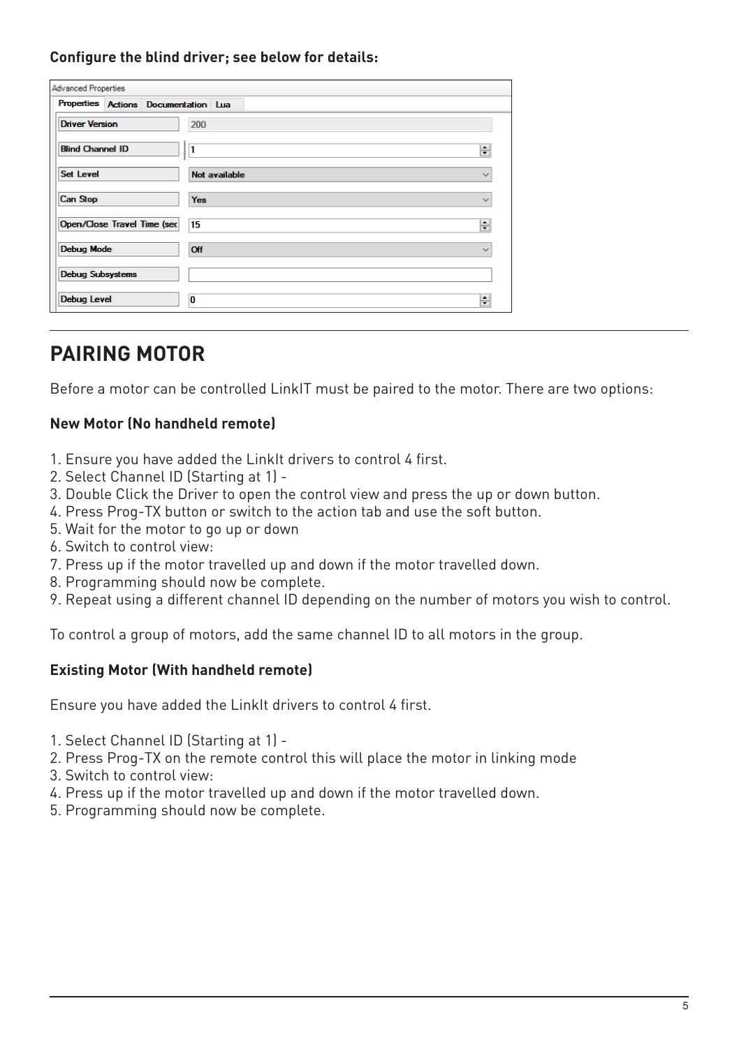**Configure the blind driver; see below for details:**

| Advanced Properties | |
|---|---|
| Properties / Actions / Documentation / Lua | |
| Driver Version | 200 |
| Blind Channel ID | 1 |
| Set Level | Not available |
| Can Stop | Yes |
| Open/Close Travel Time (sec | 15 |
| Debug Mode | Off |
| Debug Subsystems | |
| Debug Level | 0 |

## PAIRING MOTOR

Before a motor can be controlled LinkIT must be paired to the motor. There are two options:

### New Motor (No handheld remote)

1. Ensure you have added the LinkIt drivers to control 4 first.
2. Select Channel ID (Starting at 1) -
3. Double Click the Driver to open the control view and press the up or down button.
4. Press Prog-TX button or switch to the action tab and use the soft button.
5. Wait for the motor to go up or down
6. Switch to control view:
7. Press up if the motor travelled up and down if the motor travelled down.
8. Programming should now be complete.
9. Repeat using a different channel ID depending on the number of motors you wish to control.

To control a group of motors, add the same channel ID to all motors in the group.

### Existing Motor (With handheld remote)

Ensure you have added the LinkIt drivers to control 4 first.

1. Select Channel ID (Starting at 1) -
2. Press Prog-TX on the remote control this will place the motor in linking mode
3. Switch to control view:
4. Press up if the motor travelled up and down if the motor travelled down.
5. Programming should now be complete.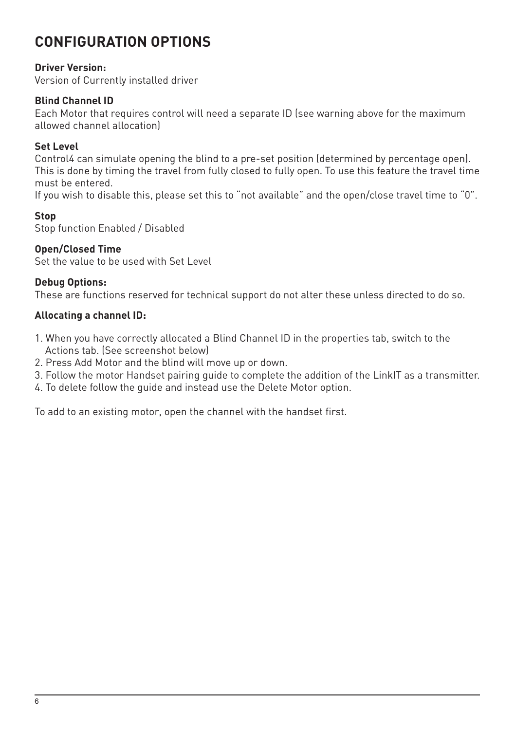# CONFIGURATION OPTIONS

**Driver Version:**
Version of Currently installed driver

**Blind Channel ID**
Each Motor that requires control will need a separate ID (see warning above for the maximum allowed channel allocation)

**Set Level**
Control4 can simulate opening the blind to a pre-set position (determined by percentage open). This is done by timing the travel from fully closed to fully open. To use this feature the travel time must be entered.
If you wish to disable this, please set this to "not available" and the open/close travel time to "0".

**Stop**
Stop function Enabled / Disabled

**Open/Closed Time**
Set the value to be used with Set Level

**Debug Options:**
These are functions reserved for technical support do not alter these unless directed to do so.

**Allocating a channel ID:**

1. When you have correctly allocated a Blind Channel ID in the properties tab, switch to the Actions tab. (See screenshot below)
2. Press Add Motor and the blind will move up or down.
3. Follow the motor Handset pairing guide to complete the addition of the LinkIT as a transmitter.
4. To delete follow the guide and instead use the Delete Motor option.

To add to an existing motor, open the channel with the handset first.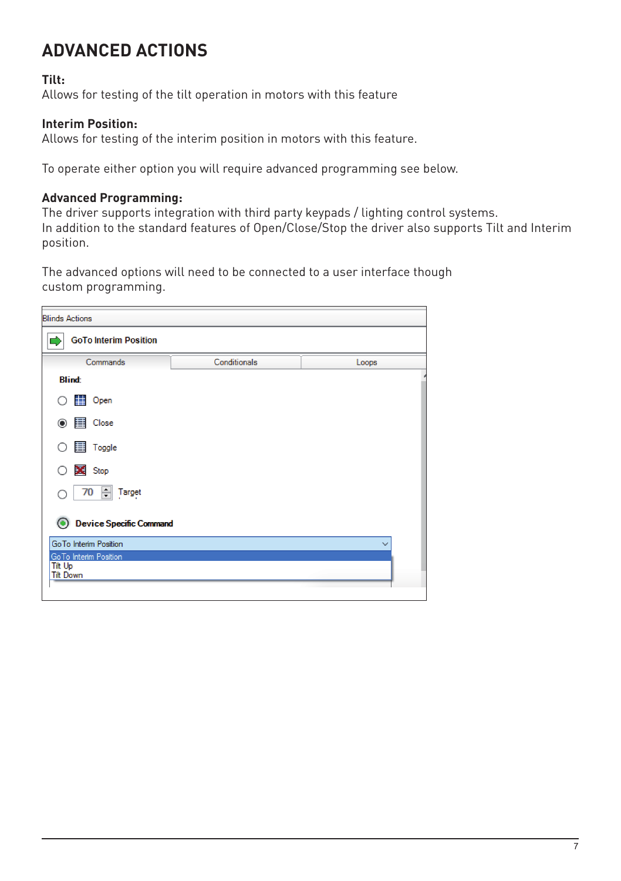# ADVANCED ACTIONS

**Tilt:**
Allows for testing of the tilt operation in motors with this feature

**Interim Position:**
Allows for testing of the interim position in motors with this feature.

To operate either option you will require advanced programming see below.

**Advanced Programming:**
The driver supports integration with third party keypads / lighting control systems.
In addition to the standard features of Open/Close/Stop the driver also supports Tilt and Interim position.

The advanced options will need to be connected to a user interface though custom programming.

Blinds Actions

GoTo Interim Position

Commands | Conditionals | Loops

Blind:

- Open
- Close
- Toggle
- Stop
- 70 Target

Device Specific Command

GoTo Interim Position

GoTo Interim Position
Tilt Up
Tilt Down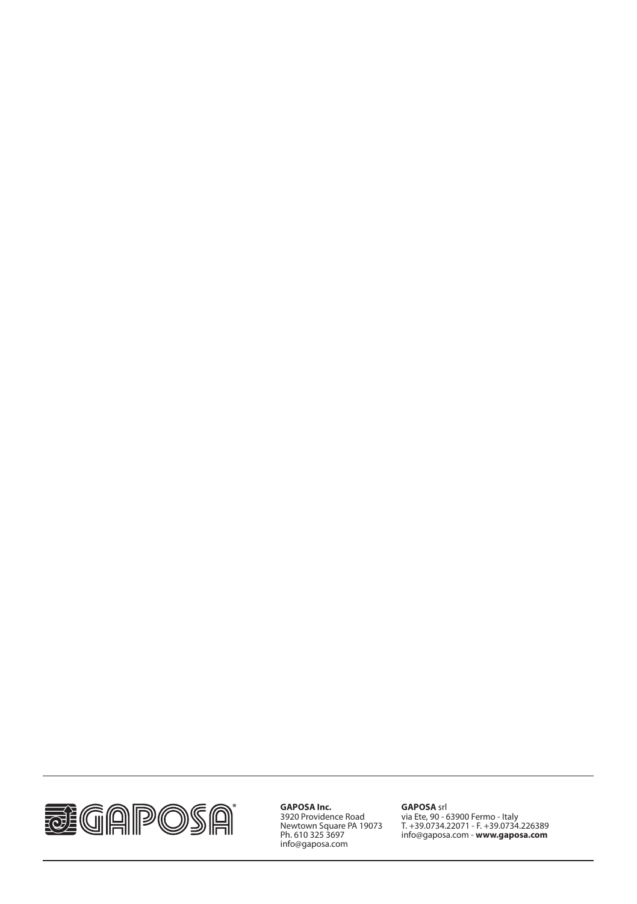GAPOSA®

**GAPOSA Inc.**
3920 Providence Road
Newtown Square PA 19073
Ph. 610 325 3697
info@gaposa.com

**GAPOSA** srl
via Ete, 90 - 63900 Fermo - Italy
T. +39.0734.22071 - F. +39.0734.226389
info@gaposa.com - **www.gaposa.com**